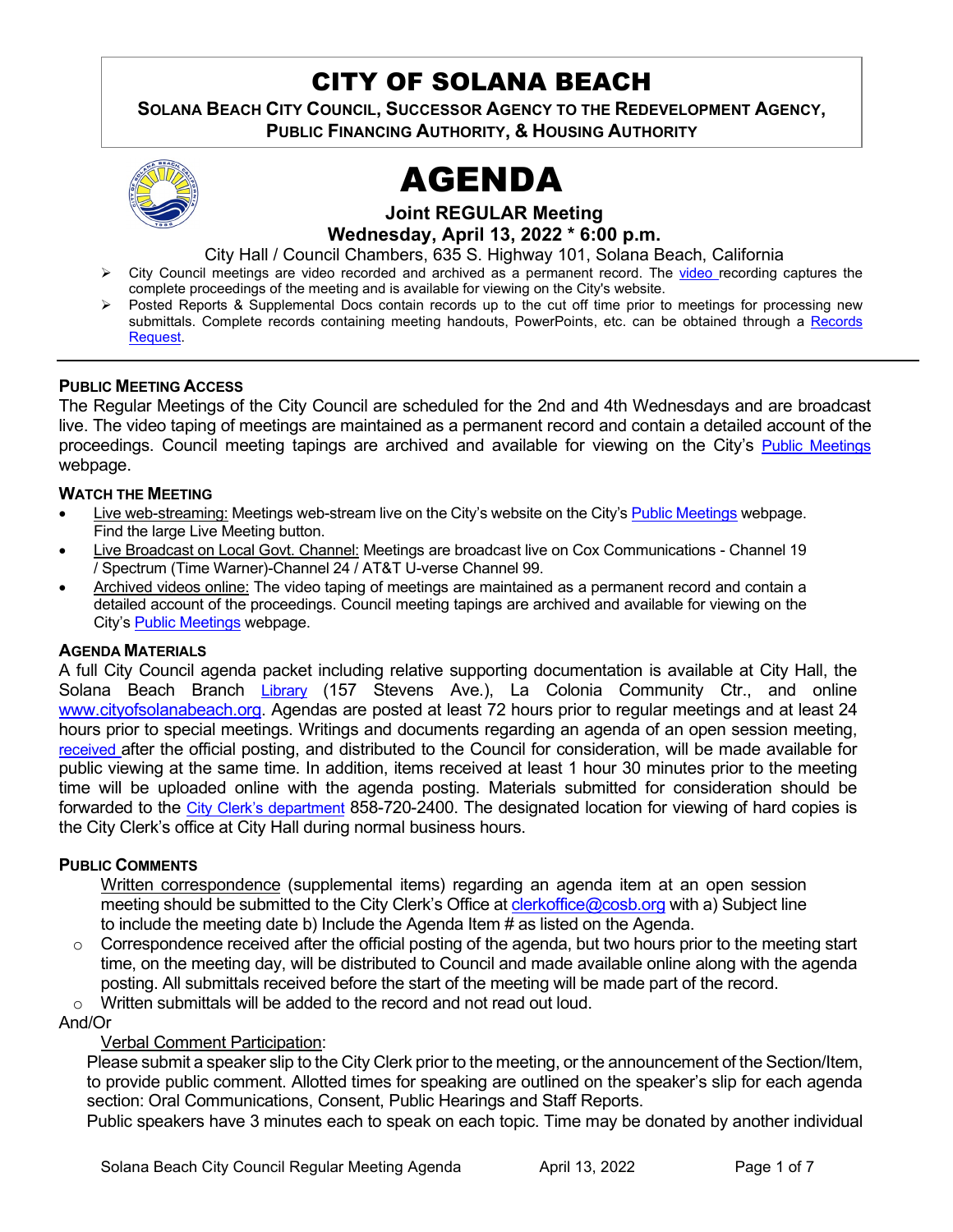# CITY OF SOLANA BEACH

**SOLANA BEACH CITY COUNCIL, SUCCESSOR AGENCY TO THE REDEVELOPMENT AGENCY, PUBLIC FINANCING AUTHORITY, & HOUSING AUTHORITY**

# AGENDA

**Joint REGULAR Meeting**
**Wednesday, April 13, 2022 * 6:00 p.m.**

City Hall / Council Chambers, 635 S. Highway 101, Solana Beach, California

- City Council meetings are video recorded and archived as a permanent record. The video recording captures the complete proceedings of the meeting and is available for viewing on the City's website.
- Posted Reports & Supplemental Docs contain records up to the cut off time prior to meetings for processing new submittals. Complete records containing meeting handouts, PowerPoints, etc. can be obtained through a Records Request.

---

### PUBLIC MEETING ACCESS

The Regular Meetings of the City Council are scheduled for the 2nd and 4th Wednesdays and are broadcast live. The video taping of meetings are maintained as a permanent record and contain a detailed account of the proceedings. Council meeting tapings are archived and available for viewing on the City's Public Meetings webpage.

### WATCH THE MEETING

- Live web-streaming: Meetings web-stream live on the City's website on the City's Public Meetings webpage. Find the large Live Meeting button.
- Live Broadcast on Local Govt. Channel: Meetings are broadcast live on Cox Communications - Channel 19 / Spectrum (Time Warner)-Channel 24 / AT&T U-verse Channel 99.
- Archived videos online: The video taping of meetings are maintained as a permanent record and contain a detailed account of the proceedings. Council meeting tapings are archived and available for viewing on the City's Public Meetings webpage.

### AGENDA MATERIALS

A full City Council agenda packet including relative supporting documentation is available at City Hall, the Solana Beach Branch Library (157 Stevens Ave.), La Colonia Community Ctr., and online www.cityofsolanabeach.org. Agendas are posted at least 72 hours prior to regular meetings and at least 24 hours prior to special meetings. Writings and documents regarding an agenda of an open session meeting, received after the official posting, and distributed to the Council for consideration, will be made available for public viewing at the same time. In addition, items received at least 1 hour 30 minutes prior to the meeting time will be uploaded online with the agenda posting. Materials submitted for consideration should be forwarded to the City Clerk's department 858-720-2400. The designated location for viewing of hard copies is the City Clerk's office at City Hall during normal business hours.

### PUBLIC COMMENTS

Written correspondence (supplemental items) regarding an agenda item at an open session meeting should be submitted to the City Clerk's Office at clerkoffice@cosb.org with a) Subject line to include the meeting date b) Include the Agenda Item # as listed on the Agenda.

- Correspondence received after the official posting of the agenda, but two hours prior to the meeting start time, on the meeting day, will be distributed to Council and made available online along with the agenda posting. All submittals received before the start of the meeting will be made part of the record.
- Written submittals will be added to the record and not read out loud.

And/Or

Verbal Comment Participation:

Please submit a speaker slip to the City Clerk prior to the meeting, or the announcement of the Section/Item, to provide public comment. Allotted times for speaking are outlined on the speaker's slip for each agenda section: Oral Communications, Consent, Public Hearings and Staff Reports.

Public speakers have 3 minutes each to speak on each topic. Time may be donated by another individual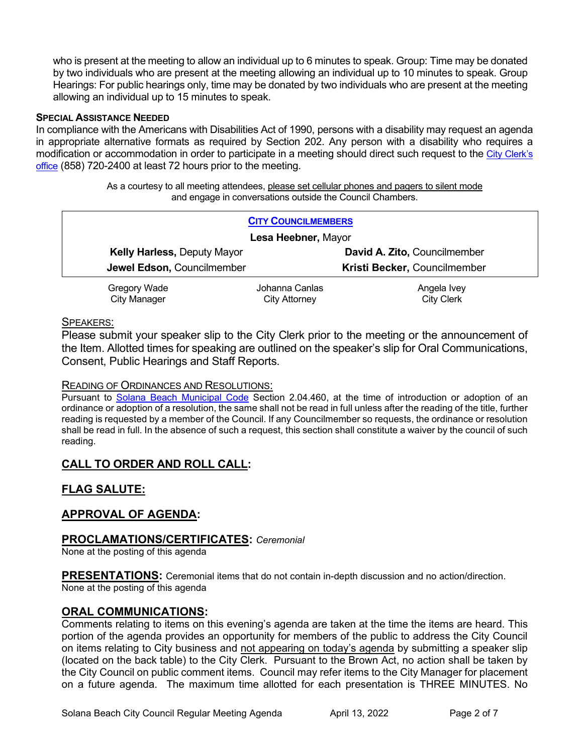who is present at the meeting to allow an individual up to 6 minutes to speak. Group: Time may be donated by two individuals who are present at the meeting allowing an individual up to 10 minutes to speak. Group Hearings: For public hearings only, time may be donated by two individuals who are present at the meeting allowing an individual up to 15 minutes to speak.

**SPECIAL ASSISTANCE NEEDED**

In compliance with the Americans with Disabilities Act of 1990, persons with a disability may request an agenda in appropriate alternative formats as required by Section 202. Any person with a disability who requires a modification or accommodation in order to participate in a meeting should direct such request to the City Clerk's office (858) 720-2400 at least 72 hours prior to the meeting.

As a courtesy to all meeting attendees, please set cellular phones and pagers to silent mode and engage in conversations outside the Council Chambers.

| | |
|---|---|
| **CITY COUNCILMEMBERS** | |
| **Lesa Heebner,** Mayor | |
| **Kelly Harless,** Deputy Mayor | **David A. Zito,** Councilmember |
| **Jewel Edson,** Councilmember | **Kristi Becker,** Councilmember |

| | | |
|---|---|---|
| Gregory Wade<br>City Manager | Johanna Canlas<br>City Attorney | Angela Ivey<br>City Clerk |

SPEAKERS:

Please submit your speaker slip to the City Clerk prior to the meeting or the announcement of the Item. Allotted times for speaking are outlined on the speaker's slip for Oral Communications, Consent, Public Hearings and Staff Reports.

READING OF ORDINANCES AND RESOLUTIONS:

Pursuant to Solana Beach Municipal Code Section 2.04.460, at the time of introduction or adoption of an ordinance or adoption of a resolution, the same shall not be read in full unless after the reading of the title, further reading is requested by a member of the Council. If any Councilmember so requests, the ordinance or resolution shall be read in full. In the absence of such a request, this section shall constitute a waiver by the council of such reading.

## CALL TO ORDER AND ROLL CALL:

## FLAG SALUTE:

## APPROVAL OF AGENDA:

## PROCLAMATIONS/CERTIFICATES: *Ceremonial*

None at the posting of this agenda

## PRESENTATIONS: Ceremonial items that do not contain in-depth discussion and no action/direction.

None at the posting of this agenda

## ORAL COMMUNICATIONS:

Comments relating to items on this evening's agenda are taken at the time the items are heard. This portion of the agenda provides an opportunity for members of the public to address the City Council on items relating to City business and not appearing on today's agenda by submitting a speaker slip (located on the back table) to the City Clerk. Pursuant to the Brown Act, no action shall be taken by the City Council on public comment items. Council may refer items to the City Manager for placement on a future agenda. The maximum time allotted for each presentation is THREE MINUTES. No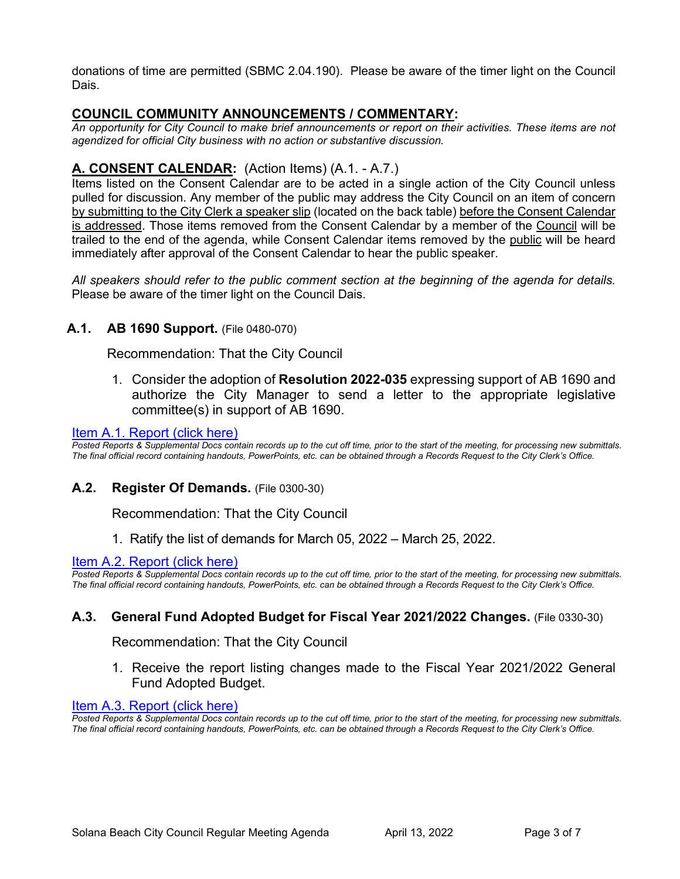donations of time are permitted (SBMC 2.04.190). Please be aware of the timer light on the Council Dais.

## COUNCIL COMMUNITY ANNOUNCEMENTS / COMMENTARY:

*An opportunity for City Council to make brief announcements or report on their activities. These items are not agendized for official City business with no action or substantive discussion.*

## A. CONSENT CALENDAR: (Action Items) (A.1. - A.7.)

Items listed on the Consent Calendar are to be acted in a single action of the City Council unless pulled for discussion. Any member of the public may address the City Council on an item of concern by submitting to the City Clerk a speaker slip (located on the back table) before the Consent Calendar is addressed. Those items removed from the Consent Calendar by a member of the Council will be trailed to the end of the agenda, while Consent Calendar items removed by the public will be heard immediately after approval of the Consent Calendar to hear the public speaker.

*All speakers should refer to the public comment section at the beginning of the agenda for details.* Please be aware of the timer light on the Council Dais.

### A.1. AB 1690 Support. (File 0480-070)

Recommendation: That the City Council

1. Consider the adoption of **Resolution 2022-035** expressing support of AB 1690 and authorize the City Manager to send a letter to the appropriate legislative committee(s) in support of AB 1690.

Item A.1. Report (click here)

*Posted Reports & Supplemental Docs contain records up to the cut off time, prior to the start of the meeting, for processing new submittals. The final official record containing handouts, PowerPoints, etc. can be obtained through a Records Request to the City Clerk's Office.*

### A.2. Register Of Demands. (File 0300-30)

Recommendation: That the City Council

1. Ratify the list of demands for March 05, 2022 – March 25, 2022.

Item A.2. Report (click here)

*Posted Reports & Supplemental Docs contain records up to the cut off time, prior to the start of the meeting, for processing new submittals. The final official record containing handouts, PowerPoints, etc. can be obtained through a Records Request to the City Clerk's Office.*

### A.3. General Fund Adopted Budget for Fiscal Year 2021/2022 Changes. (File 0330-30)

Recommendation: That the City Council

1. Receive the report listing changes made to the Fiscal Year 2021/2022 General Fund Adopted Budget.

Item A.3. Report (click here)

*Posted Reports & Supplemental Docs contain records up to the cut off time, prior to the start of the meeting, for processing new submittals. The final official record containing handouts, PowerPoints, etc. can be obtained through a Records Request to the City Clerk's Office.*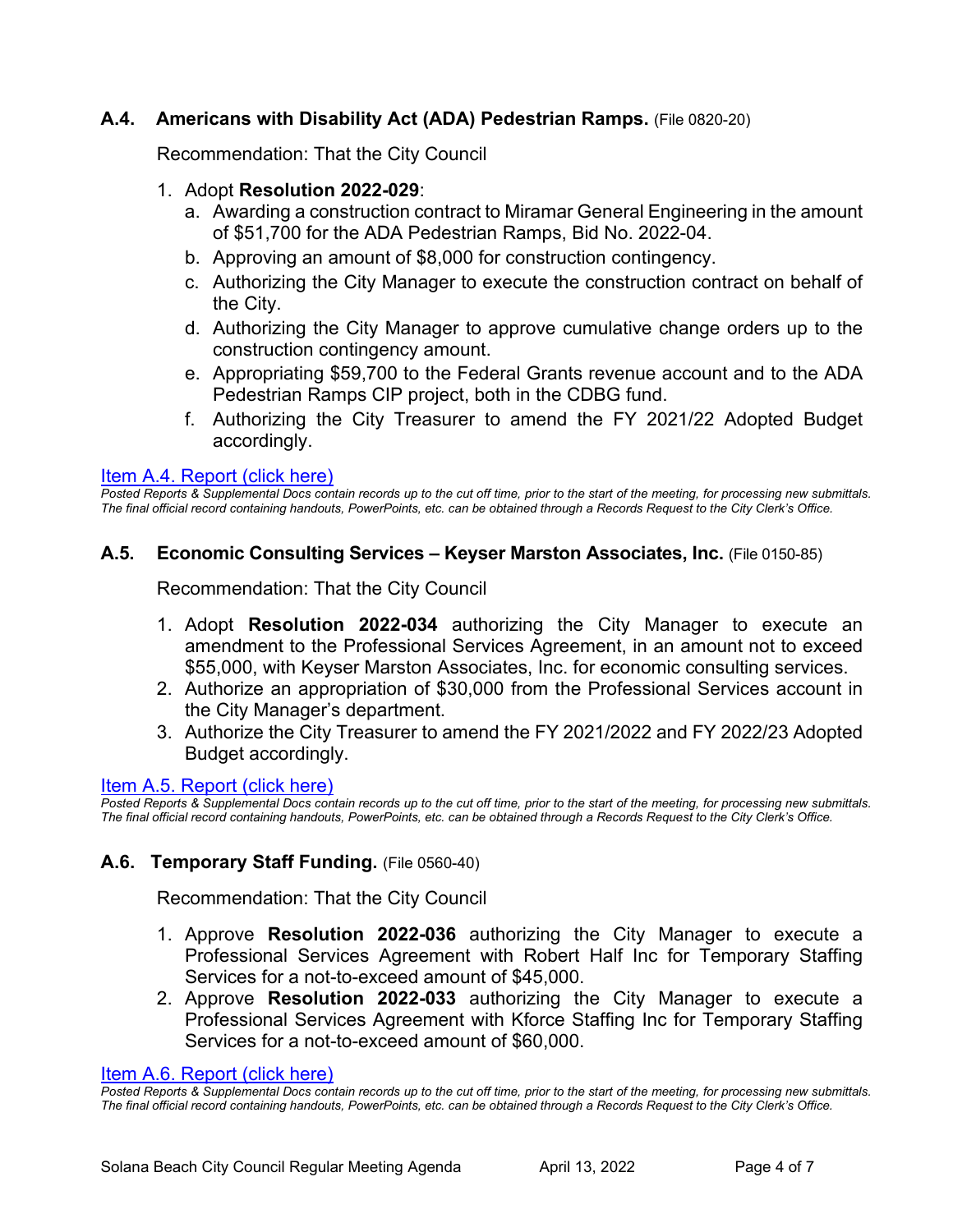### A.4. Americans with Disability Act (ADA) Pedestrian Ramps. (File 0820-20)

Recommendation: That the City Council

1. Adopt **Resolution 2022-029**:
   a. Awarding a construction contract to Miramar General Engineering in the amount of $51,700 for the ADA Pedestrian Ramps, Bid No. 2022-04.
   b. Approving an amount of $8,000 for construction contingency.
   c. Authorizing the City Manager to execute the construction contract on behalf of the City.
   d. Authorizing the City Manager to approve cumulative change orders up to the construction contingency amount.
   e. Appropriating $59,700 to the Federal Grants revenue account and to the ADA Pedestrian Ramps CIP project, both in the CDBG fund.
   f. Authorizing the City Treasurer to amend the FY 2021/22 Adopted Budget accordingly.

Item A.4. Report (click here)

*Posted Reports & Supplemental Docs contain records up to the cut off time, prior to the start of the meeting, for processing new submittals. The final official record containing handouts, PowerPoints, etc. can be obtained through a Records Request to the City Clerk's Office.*

### A.5. Economic Consulting Services – Keyser Marston Associates, Inc. (File 0150-85)

Recommendation: That the City Council

1. Adopt **Resolution 2022-034** authorizing the City Manager to execute an amendment to the Professional Services Agreement, in an amount not to exceed $55,000, with Keyser Marston Associates, Inc. for economic consulting services.
2. Authorize an appropriation of $30,000 from the Professional Services account in the City Manager's department.
3. Authorize the City Treasurer to amend the FY 2021/2022 and FY 2022/23 Adopted Budget accordingly.

Item A.5. Report (click here)

*Posted Reports & Supplemental Docs contain records up to the cut off time, prior to the start of the meeting, for processing new submittals. The final official record containing handouts, PowerPoints, etc. can be obtained through a Records Request to the City Clerk's Office.*

### A.6. Temporary Staff Funding. (File 0560-40)

Recommendation: That the City Council

1. Approve **Resolution 2022-036** authorizing the City Manager to execute a Professional Services Agreement with Robert Half Inc for Temporary Staffing Services for a not-to-exceed amount of $45,000.
2. Approve **Resolution 2022-033** authorizing the City Manager to execute a Professional Services Agreement with Kforce Staffing Inc for Temporary Staffing Services for a not-to-exceed amount of $60,000.

Item A.6. Report (click here)

*Posted Reports & Supplemental Docs contain records up to the cut off time, prior to the start of the meeting, for processing new submittals. The final official record containing handouts, PowerPoints, etc. can be obtained through a Records Request to the City Clerk's Office.*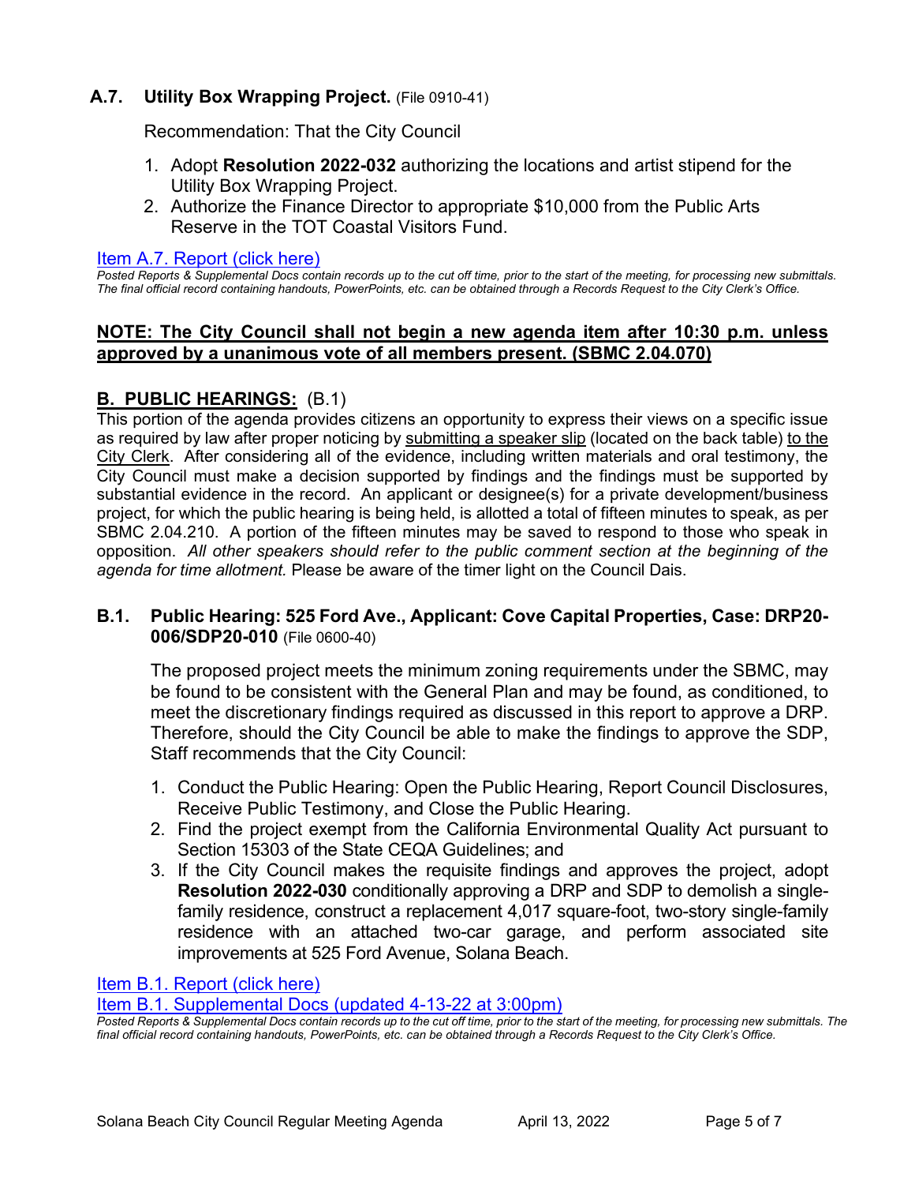### A.7. Utility Box Wrapping Project. (File 0910-41)

Recommendation: That the City Council

1. Adopt **Resolution 2022-032** authorizing the locations and artist stipend for the Utility Box Wrapping Project.
2. Authorize the Finance Director to appropriate $10,000 from the Public Arts Reserve in the TOT Coastal Visitors Fund.

Item A.7. Report (click here)

*Posted Reports & Supplemental Docs contain records up to the cut off time, prior to the start of the meeting, for processing new submittals. The final official record containing handouts, PowerPoints, etc. can be obtained through a Records Request to the City Clerk's Office.*

**NOTE: The City Council shall not begin a new agenda item after 10:30 p.m. unless approved by a unanimous vote of all members present. (SBMC 2.04.070)**

## B. PUBLIC HEARINGS: (B.1)

This portion of the agenda provides citizens an opportunity to express their views on a specific issue as required by law after proper noticing by submitting a speaker slip (located on the back table) to the City Clerk. After considering all of the evidence, including written materials and oral testimony, the City Council must make a decision supported by findings and the findings must be supported by substantial evidence in the record. An applicant or designee(s) for a private development/business project, for which the public hearing is being held, is allotted a total of fifteen minutes to speak, as per SBMC 2.04.210. A portion of the fifteen minutes may be saved to respond to those who speak in opposition. *All other speakers should refer to the public comment section at the beginning of the agenda for time allotment.* Please be aware of the timer light on the Council Dais.

### B.1. Public Hearing: 525 Ford Ave., Applicant: Cove Capital Properties, Case: DRP20-006/SDP20-010 (File 0600-40)

The proposed project meets the minimum zoning requirements under the SBMC, may be found to be consistent with the General Plan and may be found, as conditioned, to meet the discretionary findings required as discussed in this report to approve a DRP. Therefore, should the City Council be able to make the findings to approve the SDP, Staff recommends that the City Council:

1. Conduct the Public Hearing: Open the Public Hearing, Report Council Disclosures, Receive Public Testimony, and Close the Public Hearing.
2. Find the project exempt from the California Environmental Quality Act pursuant to Section 15303 of the State CEQA Guidelines; and
3. If the City Council makes the requisite findings and approves the project, adopt **Resolution 2022-030** conditionally approving a DRP and SDP to demolish a single-family residence, construct a replacement 4,017 square-foot, two-story single-family residence with an attached two-car garage, and perform associated site improvements at 525 Ford Avenue, Solana Beach.

Item B.1. Report (click here)

Item B.1. Supplemental Docs (updated 4-13-22 at 3:00pm)

*Posted Reports & Supplemental Docs contain records up to the cut off time, prior to the start of the meeting, for processing new submittals. The final official record containing handouts, PowerPoints, etc. can be obtained through a Records Request to the City Clerk's Office.*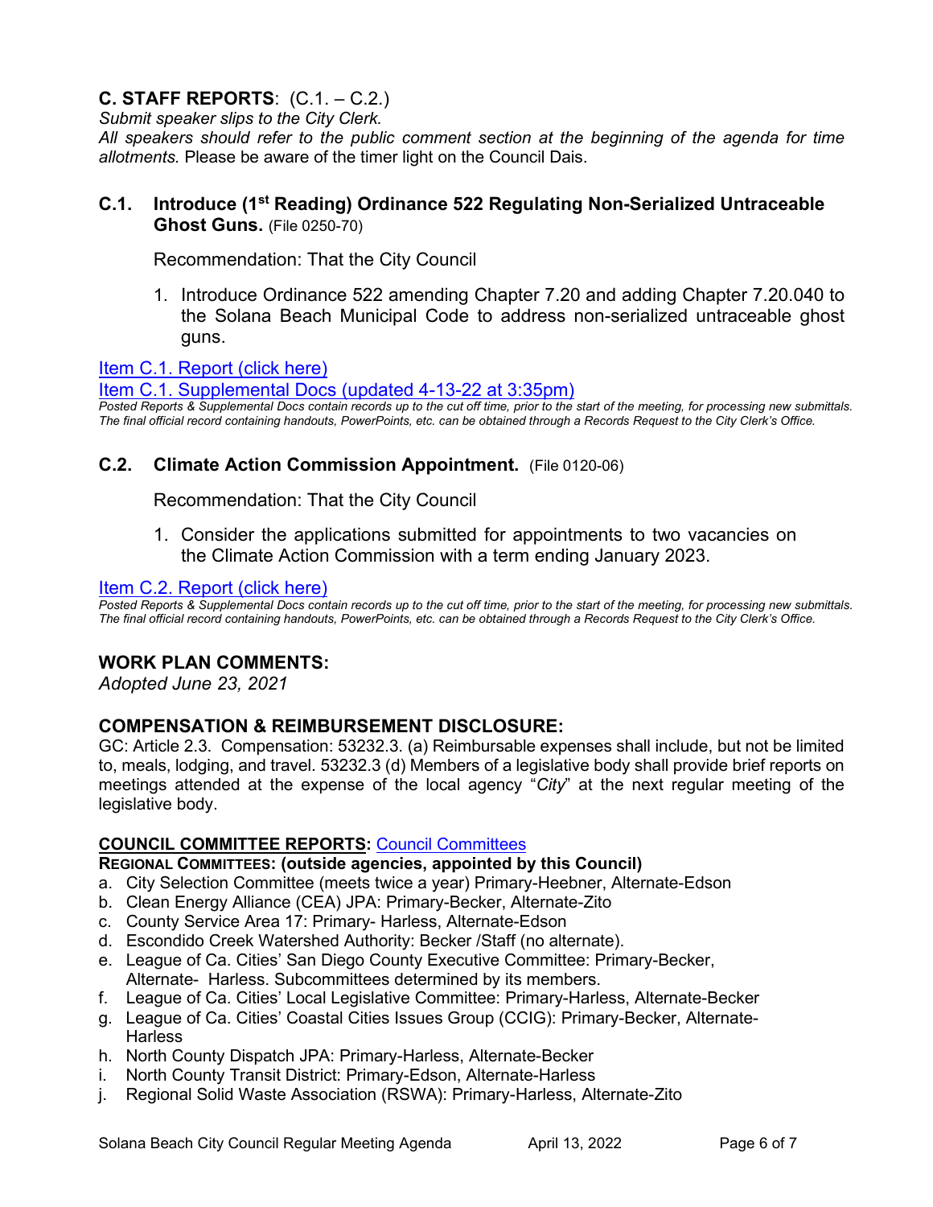## C. STAFF REPORTS: (C.1. – C.2.)

*Submit speaker slips to the City Clerk.*

*All speakers should refer to the public comment section at the beginning of the agenda for time allotments.* Please be aware of the timer light on the Council Dais.

### C.1. Introduce (1st Reading) Ordinance 522 Regulating Non-Serialized Untraceable Ghost Guns. (File 0250-70)

Recommendation: That the City Council

1. Introduce Ordinance 522 amending Chapter 7.20 and adding Chapter 7.20.040 to the Solana Beach Municipal Code to address non-serialized untraceable ghost guns.

Item C.1. Report (click here)

Item C.1. Supplemental Docs (updated 4-13-22 at 3:35pm)

*Posted Reports & Supplemental Docs contain records up to the cut off time, prior to the start of the meeting, for processing new submittals. The final official record containing handouts, PowerPoints, etc. can be obtained through a Records Request to the City Clerk's Office.*

### C.2. Climate Action Commission Appointment. (File 0120-06)

Recommendation: That the City Council

1. Consider the applications submitted for appointments to two vacancies on the Climate Action Commission with a term ending January 2023.

Item C.2. Report (click here)

*Posted Reports & Supplemental Docs contain records up to the cut off time, prior to the start of the meeting, for processing new submittals. The final official record containing handouts, PowerPoints, etc. can be obtained through a Records Request to the City Clerk's Office.*

## WORK PLAN COMMENTS:

*Adopted June 23, 2021*

## COMPENSATION & REIMBURSEMENT DISCLOSURE:

GC: Article 2.3. Compensation: 53232.3. (a) Reimbursable expenses shall include, but not be limited to, meals, lodging, and travel. 53232.3 (d) Members of a legislative body shall provide brief reports on meetings attended at the expense of the local agency "*City*" at the next regular meeting of the legislative body.

**COUNCIL COMMITTEE REPORTS:** Council Committees

**REGIONAL COMMITTEES: (outside agencies, appointed by this Council)**

a. City Selection Committee (meets twice a year) Primary-Heebner, Alternate-Edson
b. Clean Energy Alliance (CEA) JPA: Primary-Becker, Alternate-Zito
c. County Service Area 17: Primary- Harless, Alternate-Edson
d. Escondido Creek Watershed Authority: Becker /Staff (no alternate).
e. League of Ca. Cities' San Diego County Executive Committee: Primary-Becker, Alternate- Harless. Subcommittees determined by its members.
f. League of Ca. Cities' Local Legislative Committee: Primary-Harless, Alternate-Becker
g. League of Ca. Cities' Coastal Cities Issues Group (CCIG): Primary-Becker, Alternate-Harless
h. North County Dispatch JPA: Primary-Harless, Alternate-Becker
i. North County Transit District: Primary-Edson, Alternate-Harless
j. Regional Solid Waste Association (RSWA): Primary-Harless, Alternate-Zito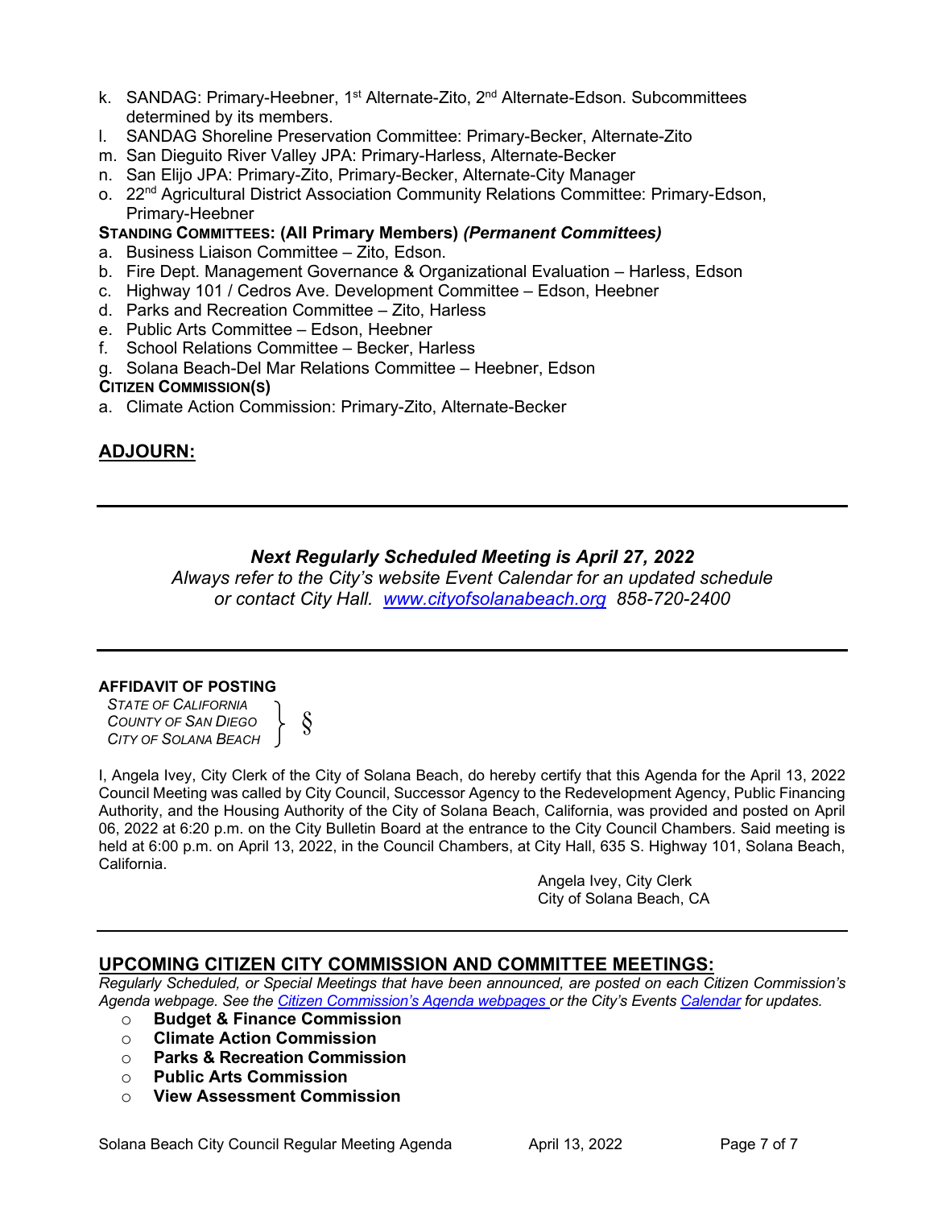k. SANDAG: Primary-Heebner, 1st Alternate-Zito, 2nd Alternate-Edson. Subcommittees determined by its members.
l. SANDAG Shoreline Preservation Committee: Primary-Becker, Alternate-Zito
m. San Dieguito River Valley JPA: Primary-Harless, Alternate-Becker
n. San Elijo JPA: Primary-Zito, Primary-Becker, Alternate-City Manager
o. 22nd Agricultural District Association Community Relations Committee: Primary-Edson, Primary-Heebner

**STANDING COMMITTEES: (All Primary Members)** ***(Permanent Committees)***

a. Business Liaison Committee – Zito, Edson.
b. Fire Dept. Management Governance & Organizational Evaluation – Harless, Edson
c. Highway 101 / Cedros Ave. Development Committee – Edson, Heebner
d. Parks and Recreation Committee – Zito, Harless
e. Public Arts Committee – Edson, Heebner
f. School Relations Committee – Becker, Harless
g. Solana Beach-Del Mar Relations Committee – Heebner, Edson

**CITIZEN COMMISSION(S)**

a. Climate Action Commission: Primary-Zito, Alternate-Becker

## ADJOURN:

---

***Next Regularly Scheduled Meeting is April 27, 2022***

*Always refer to the City's website Event Calendar for an updated schedule or contact City Hall. www.cityofsolanabeach.org 858-720-2400*

---

**AFFIDAVIT OF POSTING**

*STATE OF CALIFORNIA*
*COUNTY OF SAN DIEGO* } §
*CITY OF SOLANA BEACH*

I, Angela Ivey, City Clerk of the City of Solana Beach, do hereby certify that this Agenda for the April 13, 2022 Council Meeting was called by City Council, Successor Agency to the Redevelopment Agency, Public Financing Authority, and the Housing Authority of the City of Solana Beach, California, was provided and posted on April 06, 2022 at 6:20 p.m. on the City Bulletin Board at the entrance to the City Council Chambers. Said meeting is held at 6:00 p.m. on April 13, 2022, in the Council Chambers, at City Hall, 635 S. Highway 101, Solana Beach, California.

Angela Ivey, City Clerk
City of Solana Beach, CA

---

## UPCOMING CITIZEN CITY COMMISSION AND COMMITTEE MEETINGS:

*Regularly Scheduled, or Special Meetings that have been announced, are posted on each Citizen Commission's Agenda webpage. See the Citizen Commission's Agenda webpages or the City's Events Calendar for updates.*

- **Budget & Finance Commission**
- **Climate Action Commission**
- **Parks & Recreation Commission**
- **Public Arts Commission**
- **View Assessment Commission**